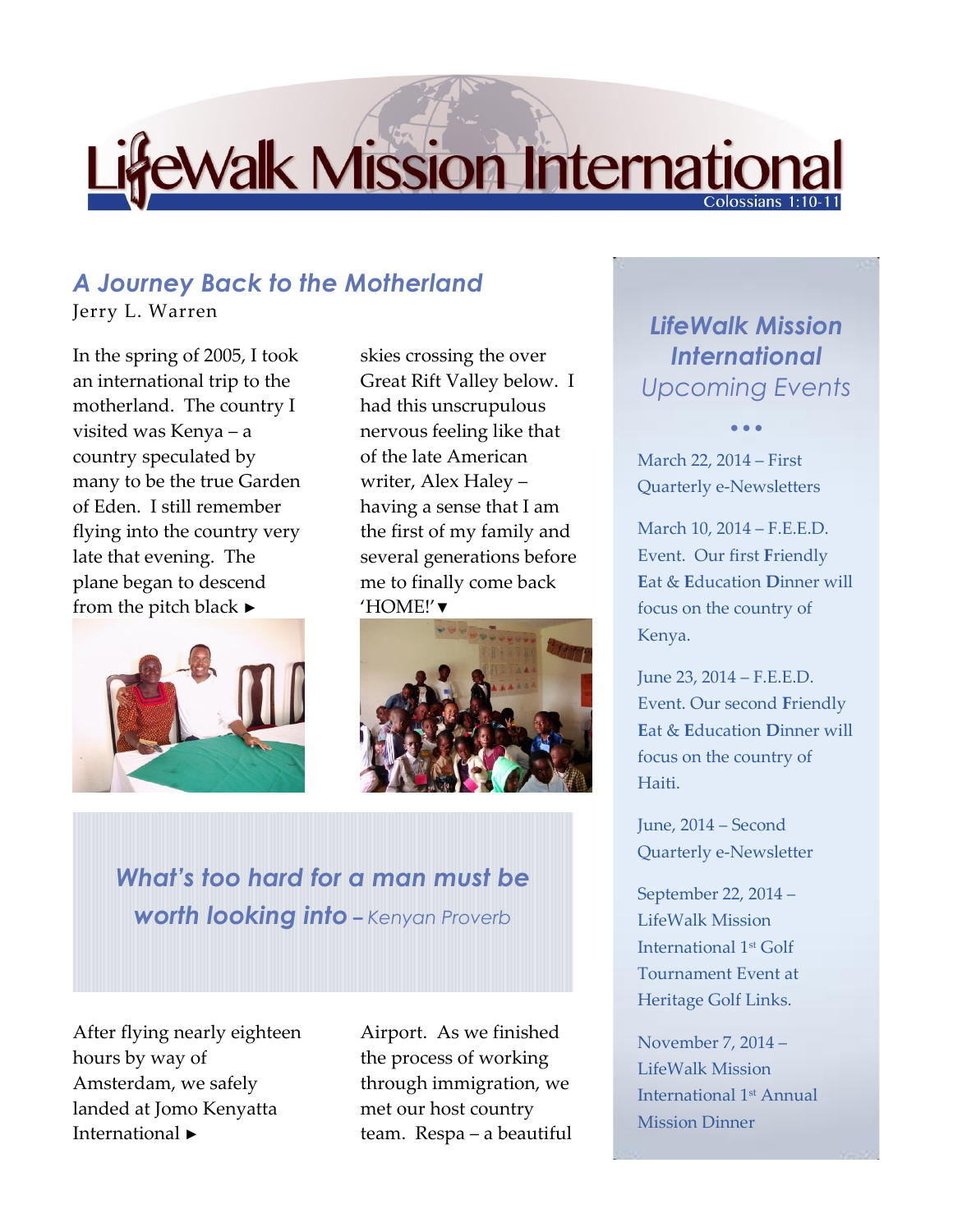# LifeWalk Mission International

Colossians 1:10-11

## *A Journey Back to the Motherland*

Jerry L. Warren

In the spring of 2005, I took an international trip to the motherland. The country I visited was Kenya – a country speculated by many to be the true Garden of Eden. I still remember flying into the country very late that evening. The plane began to descend from the pitch black ► skies crossing the over Great Rift Valley below. I had this unscrupulous nervous feeling like that of the late American writer, Alex Haley – having a sense that I am the first of my family and several generations before me to finally come back 'HOME!' ▼

> ***What's too hard for a man must be worth looking into** – Kenyan Proverb*

After flying nearly eighteen hours by way of Amsterdam, we safely landed at Jomo Kenyatta International ► Airport. As we finished the process of working through immigration, we met our host country team. Respa – a beautiful

## *LifeWalk Mission International* Upcoming Events

• • •

March 22, 2014 – First Quarterly e-Newsletters

March 10, 2014 – F.E.E.D. Event. Our first **F**riendly **E**at & **E**ducation **D**inner will focus on the country of Kenya.

June 23, 2014 – F.E.E.D. Event. Our second **F**riendly **E**at & **E**ducation **D**inner will focus on the country of Haiti.

June, 2014 – Second Quarterly e-Newsletter

September 22, 2014 – LifeWalk Mission International 1st Golf Tournament Event at Heritage Golf Links.

November 7, 2014 – LifeWalk Mission International 1st Annual Mission Dinner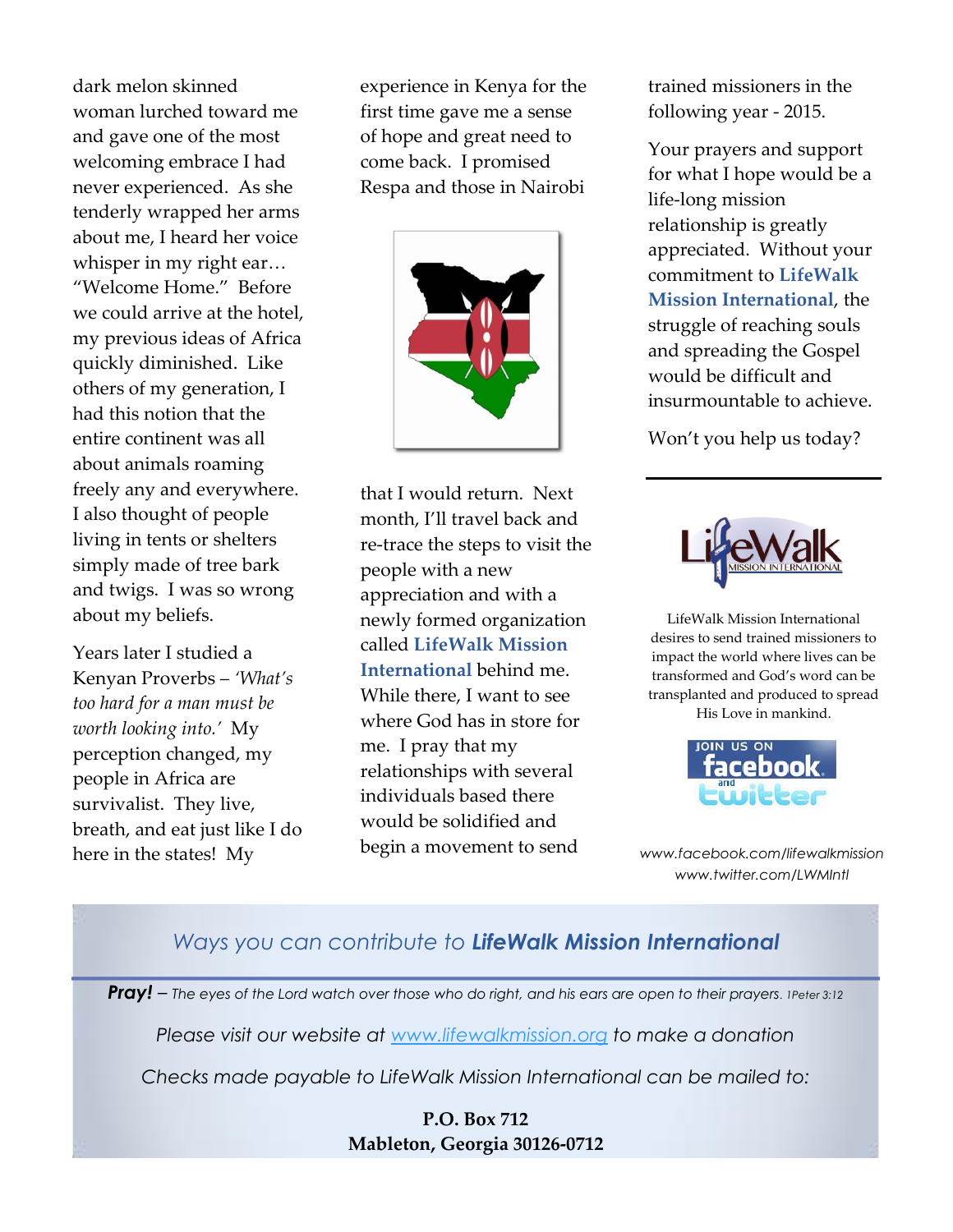dark melon skinned woman lurched toward me and gave one of the most welcoming embrace I had never experienced. As she tenderly wrapped her arms about me, I heard her voice whisper in my right ear… "Welcome Home." Before we could arrive at the hotel, my previous ideas of Africa quickly diminished. Like others of my generation, I had this notion that the entire continent was all about animals roaming freely any and everywhere. I also thought of people living in tents or shelters simply made of tree bark and twigs. I was so wrong about my beliefs.

Years later I studied a Kenyan Proverbs – *'What's too hard for a man must be worth looking into.'* My perception changed, my people in Africa are survivalist. They live, breath, and eat just like I do here in the states! My experience in Kenya for the first time gave me a sense of hope and great need to come back. I promised Respa and those in Nairobi that I would return. Next month, I'll travel back and re-trace the steps to visit the people with a new appreciation and with a newly formed organization called **LifeWalk Mission International** behind me. While there, I want to see where God has in store for me. I pray that my relationships with several individuals based there would be solidified and begin a movement to send trained missioners in the following year - 2015.

Your prayers and support for what I hope would be a life-long mission relationship is greatly appreciated. Without your commitment to **LifeWalk Mission International**, the struggle of reaching souls and spreading the Gospel would be difficult and insurmountable to achieve.

Won't you help us today?

---

LifeWalk Mission International desires to send trained missioners to impact the world where lives can be transformed and God's word can be transplanted and produced to spread His Love in mankind.

JOIN US ON facebook and twitter

*www.facebook.com/lifewalkmission*
*www.twitter.com/LWMIntl*

## *Ways you can contribute to* ***LifeWalk Mission International***

***Pray!*** – *The eyes of the Lord watch over those who do right, and his ears are open to their prayers.* *1Peter 3:12*

*Please visit our website at [www.lifewalkmission.org](http://www.lifewalkmission.org) to make a donation*

*Checks made payable to LifeWalk Mission International can be mailed to:*

**P.O. Box 712**
**Mableton, Georgia 30126-0712**